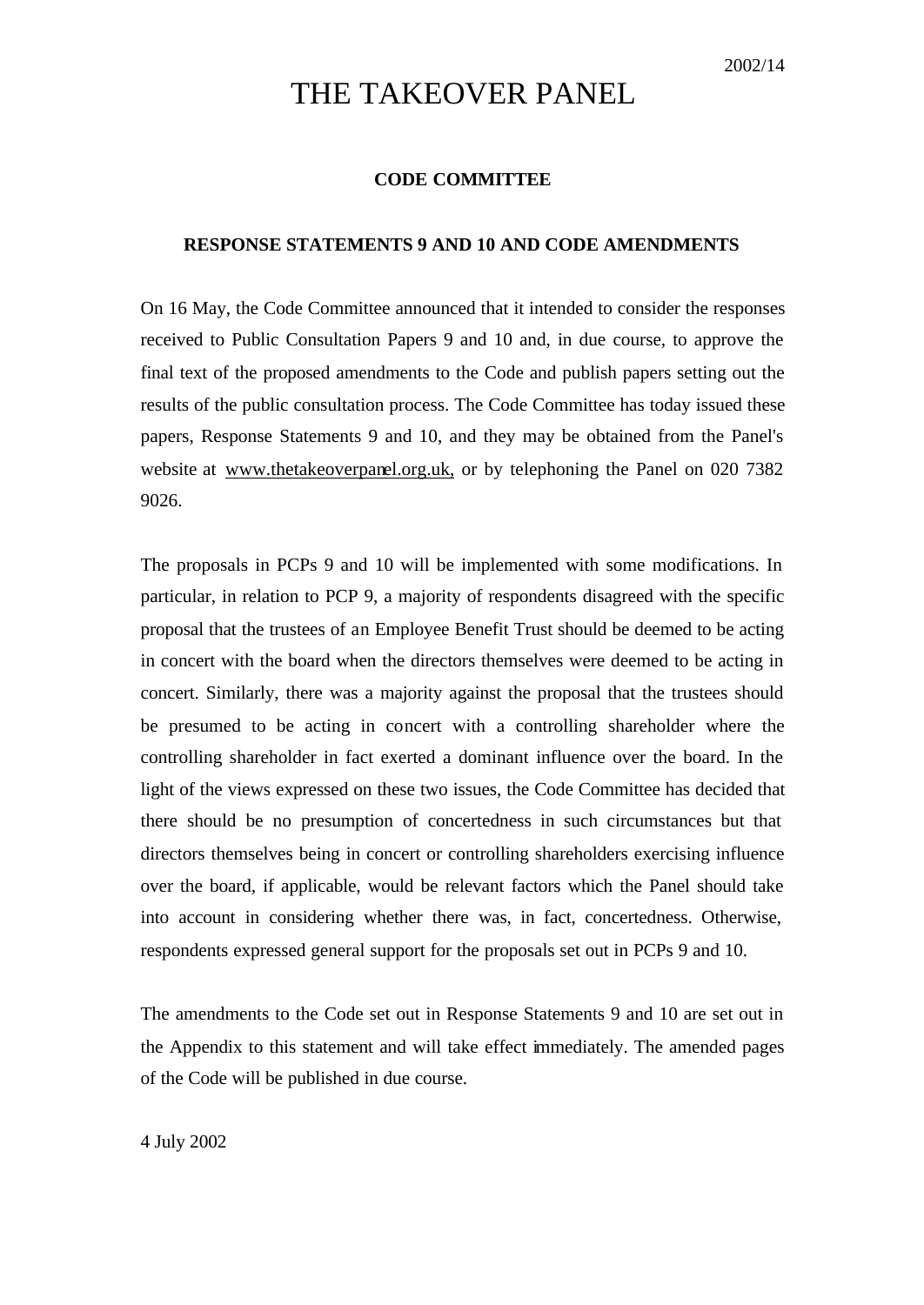2002/14

# THE TAKEOVER PANEL

## CODE COMMITTEE

### RESPONSE STATEMENTS 9 AND 10 AND CODE AMENDMENTS

On 16 May, the Code Committee announced that it intended to consider the responses received to Public Consultation Papers 9 and 10 and, in due course, to approve the final text of the proposed amendments to the Code and publish papers setting out the results of the public consultation process. The Code Committee has today issued these papers, Response Statements 9 and 10, and they may be obtained from the Panel's website at www.thetakeoverpanel.org.uk, or by telephoning the Panel on 020 7382 9026.

The proposals in PCPs 9 and 10 will be implemented with some modifications. In particular, in relation to PCP 9, a majority of respondents disagreed with the specific proposal that the trustees of an Employee Benefit Trust should be deemed to be acting in concert with the board when the directors themselves were deemed to be acting in concert. Similarly, there was a majority against the proposal that the trustees should be presumed to be acting in concert with a controlling shareholder where the controlling shareholder in fact exerted a dominant influence over the board. In the light of the views expressed on these two issues, the Code Committee has decided that there should be no presumption of concertedness in such circumstances but that directors themselves being in concert or controlling shareholders exercising influence over the board, if applicable, would be relevant factors which the Panel should take into account in considering whether there was, in fact, concertedness. Otherwise, respondents expressed general support for the proposals set out in PCPs 9 and 10.

The amendments to the Code set out in Response Statements 9 and 10 are set out in the Appendix to this statement and will take effect immediately. The amended pages of the Code will be published in due course.

4 July 2002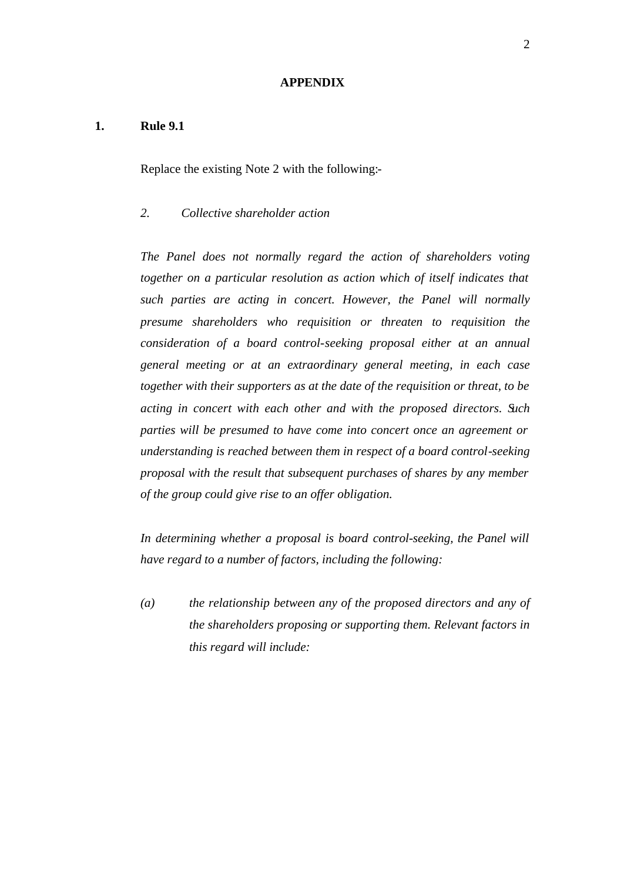## APPENDIX

### 1. Rule 9.1

Replace the existing Note 2 with the following:-

*2. Collective shareholder action*

*The Panel does not normally regard the action of shareholders voting together on a particular resolution as action which of itself indicates that such parties are acting in concert. However, the Panel will normally presume shareholders who requisition or threaten to requisition the consideration of a board control-seeking proposal either at an annual general meeting or at an extraordinary general meeting, in each case together with their supporters as at the date of the requisition or threat, to be acting in concert with each other and with the proposed directors. Such parties will be presumed to have come into concert once an agreement or understanding is reached between them in respect of a board control-seeking proposal with the result that subsequent purchases of shares by any member of the group could give rise to an offer obligation.*

*In determining whether a proposal is board control-seeking, the Panel will have regard to a number of factors, including the following:*

*(a) the relationship between any of the proposed directors and any of the shareholders proposing or supporting them. Relevant factors in this regard will include:*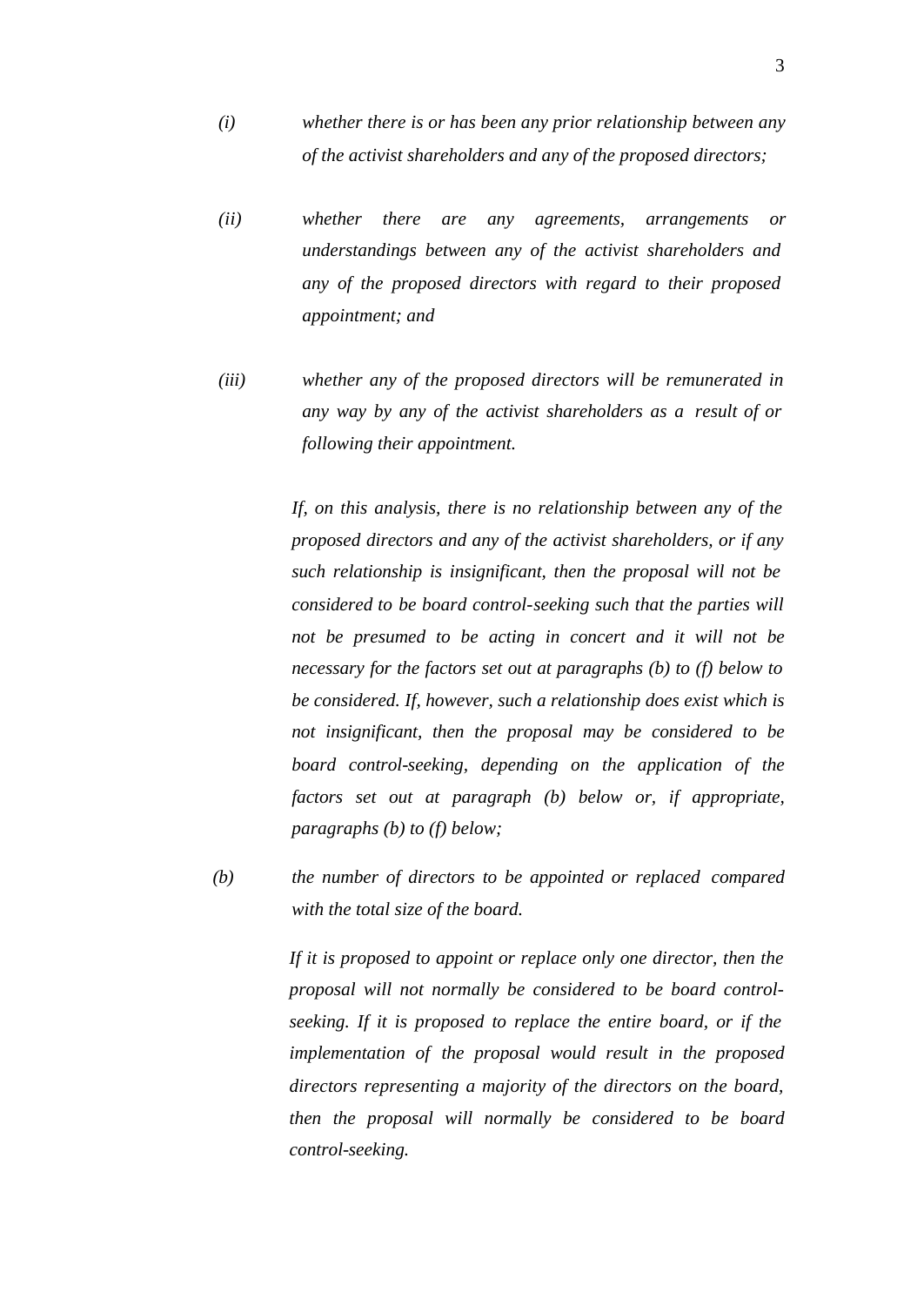*(i)* *whether there is or has been any prior relationship between any of the activist shareholders and any of the proposed directors;*

*(ii)* *whether there are any agreements, arrangements or understandings between any of the activist shareholders and any of the proposed directors with regard to their proposed appointment; and*

*(iii)* *whether any of the proposed directors will be remunerated in any way by any of the activist shareholders as a result of or following their appointment.*

*If, on this analysis, there is no relationship between any of the proposed directors and any of the activist shareholders, or if any such relationship is insignificant, then the proposal will not be considered to be board control-seeking such that the parties will not be presumed to be acting in concert and it will not be necessary for the factors set out at paragraphs (b) to (f) below to be considered. If, however, such a relationship does exist which is not insignificant, then the proposal may be considered to be board control-seeking, depending on the application of the factors set out at paragraph (b) below or, if appropriate, paragraphs (b) to (f) below;*

*(b)* *the number of directors to be appointed or replaced compared with the total size of the board.*

*If it is proposed to appoint or replace only one director, then the proposal will not normally be considered to be board control-seeking. If it is proposed to replace the entire board, or if the implementation of the proposal would result in the proposed directors representing a majority of the directors on the board, then the proposal will normally be considered to be board control-seeking.*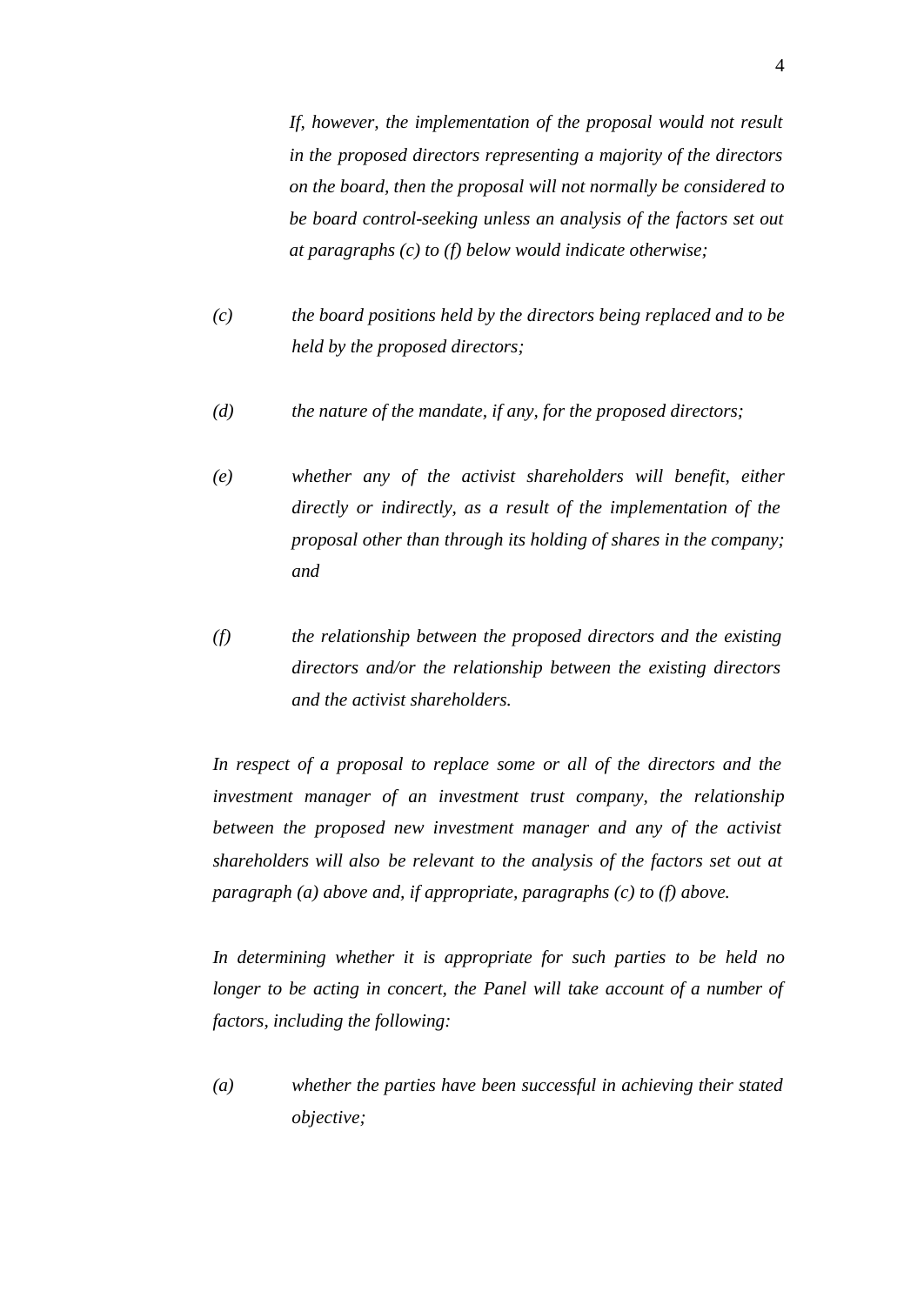*If, however, the implementation of the proposal would not result in the proposed directors representing a majority of the directors on the board, then the proposal will not normally be considered to be board control-seeking unless an analysis of the factors set out at paragraphs (c) to (f) below would indicate otherwise;*

*(c) the board positions held by the directors being replaced and to be held by the proposed directors;*

*(d) the nature of the mandate, if any, for the proposed directors;*

*(e) whether any of the activist shareholders will benefit, either directly or indirectly, as a result of the implementation of the proposal other than through its holding of shares in the company; and*

*(f) the relationship between the proposed directors and the existing directors and/or the relationship between the existing directors and the activist shareholders.*

*In respect of a proposal to replace some or all of the directors and the investment manager of an investment trust company, the relationship between the proposed new investment manager and any of the activist shareholders will also be relevant to the analysis of the factors set out at paragraph (a) above and, if appropriate, paragraphs (c) to (f) above.*

*In determining whether it is appropriate for such parties to be held no longer to be acting in concert, the Panel will take account of a number of factors, including the following:*

*(a) whether the parties have been successful in achieving their stated objective;*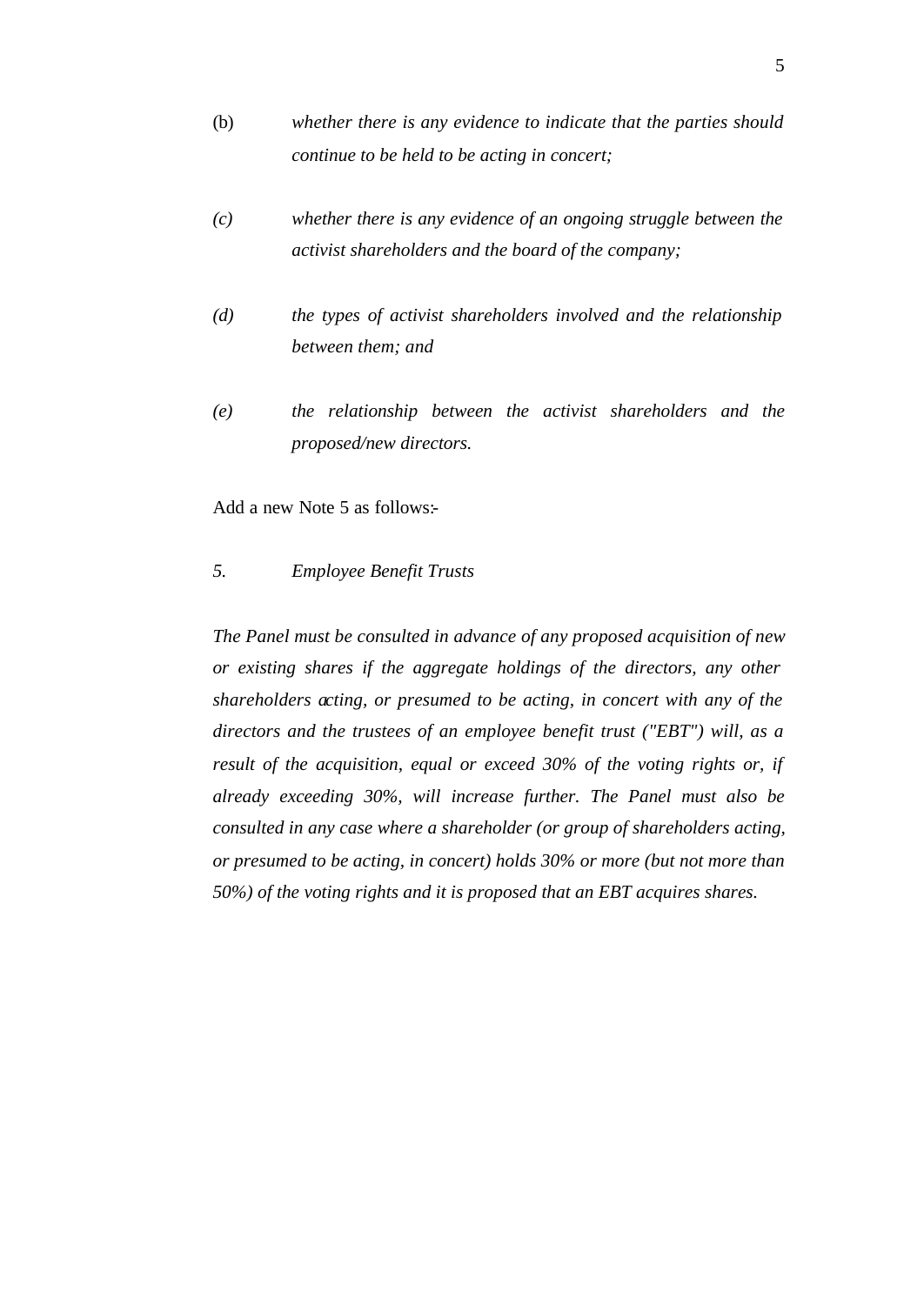(b) *whether there is any evidence to indicate that the parties should continue to be held to be acting in concert;*

*(c) whether there is any evidence of an ongoing struggle between the activist shareholders and the board of the company;*

*(d) the types of activist shareholders involved and the relationship between them; and*

*(e) the relationship between the activist shareholders and the proposed/new directors.*

Add a new Note 5 as follows:-

*5. Employee Benefit Trusts*

*The Panel must be consulted in advance of any proposed acquisition of new or existing shares if the aggregate holdings of the directors, any other shareholders acting, or presumed to be acting, in concert with any of the directors and the trustees of an employee benefit trust ("EBT") will, as a result of the acquisition, equal or exceed 30% of the voting rights or, if already exceeding 30%, will increase further. The Panel must also be consulted in any case where a shareholder (or group of shareholders acting, or presumed to be acting, in concert) holds 30% or more (but not more than 50%) of the voting rights and it is proposed that an EBT acquires shares.*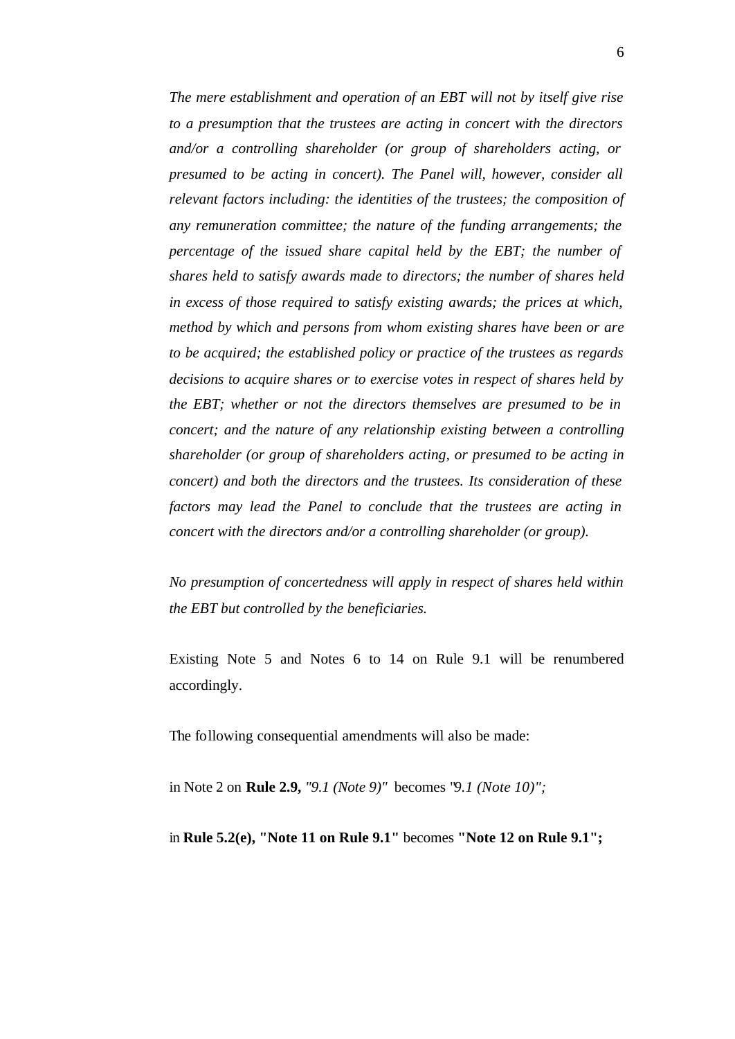*The mere establishment and operation of an EBT will not by itself give rise to a presumption that the trustees are acting in concert with the directors and/or a controlling shareholder (or group of shareholders acting, or presumed to be acting in concert). The Panel will, however, consider all relevant factors including: the identities of the trustees; the composition of any remuneration committee; the nature of the funding arrangements; the percentage of the issued share capital held by the EBT; the number of shares held to satisfy awards made to directors; the number of shares held in excess of those required to satisfy existing awards; the prices at which, method by which and persons from whom existing shares have been or are to be acquired; the established policy or practice of the trustees as regards decisions to acquire shares or to exercise votes in respect of shares held by the EBT; whether or not the directors themselves are presumed to be in concert; and the nature of any relationship existing between a controlling shareholder (or group of shareholders acting, or presumed to be acting in concert) and both the directors and the trustees. Its consideration of these factors may lead the Panel to conclude that the trustees are acting in concert with the directors and/or a controlling shareholder (or group).*

*No presumption of concertedness will apply in respect of shares held within the EBT but controlled by the beneficiaries.*

Existing Note 5 and Notes 6 to 14 on Rule 9.1 will be renumbered accordingly.

The following consequential amendments will also be made:

in Note 2 on **Rule 2.9,** *"9.1 (Note 9)"* becomes *"9.1 (Note 10)";*

in **Rule 5.2(e), "Note 11 on Rule 9.1"** becomes **"Note 12 on Rule 9.1";**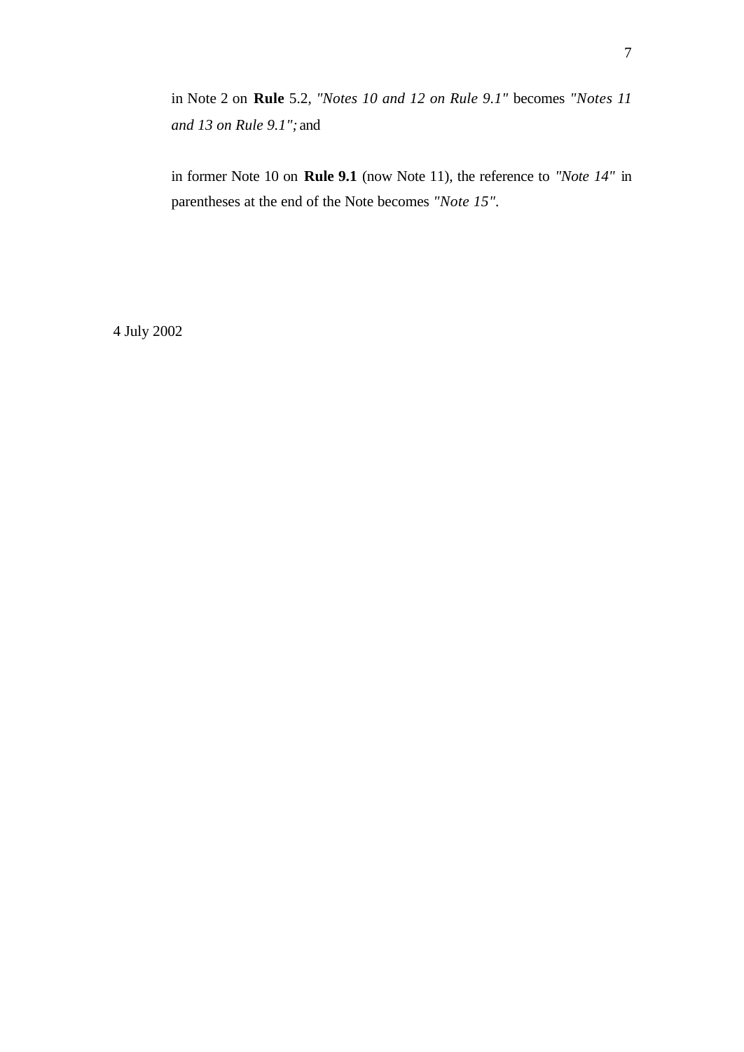in Note 2 on **Rule** 5.2, *"Notes 10 and 12 on Rule 9.1"* becomes *"Notes 11 and 13 on Rule 9.1";* and

in former Note 10 on **Rule 9.1** (now Note 11), the reference to *"Note 14"* in parentheses at the end of the Note becomes *"Note 15"*.

4 July 2002